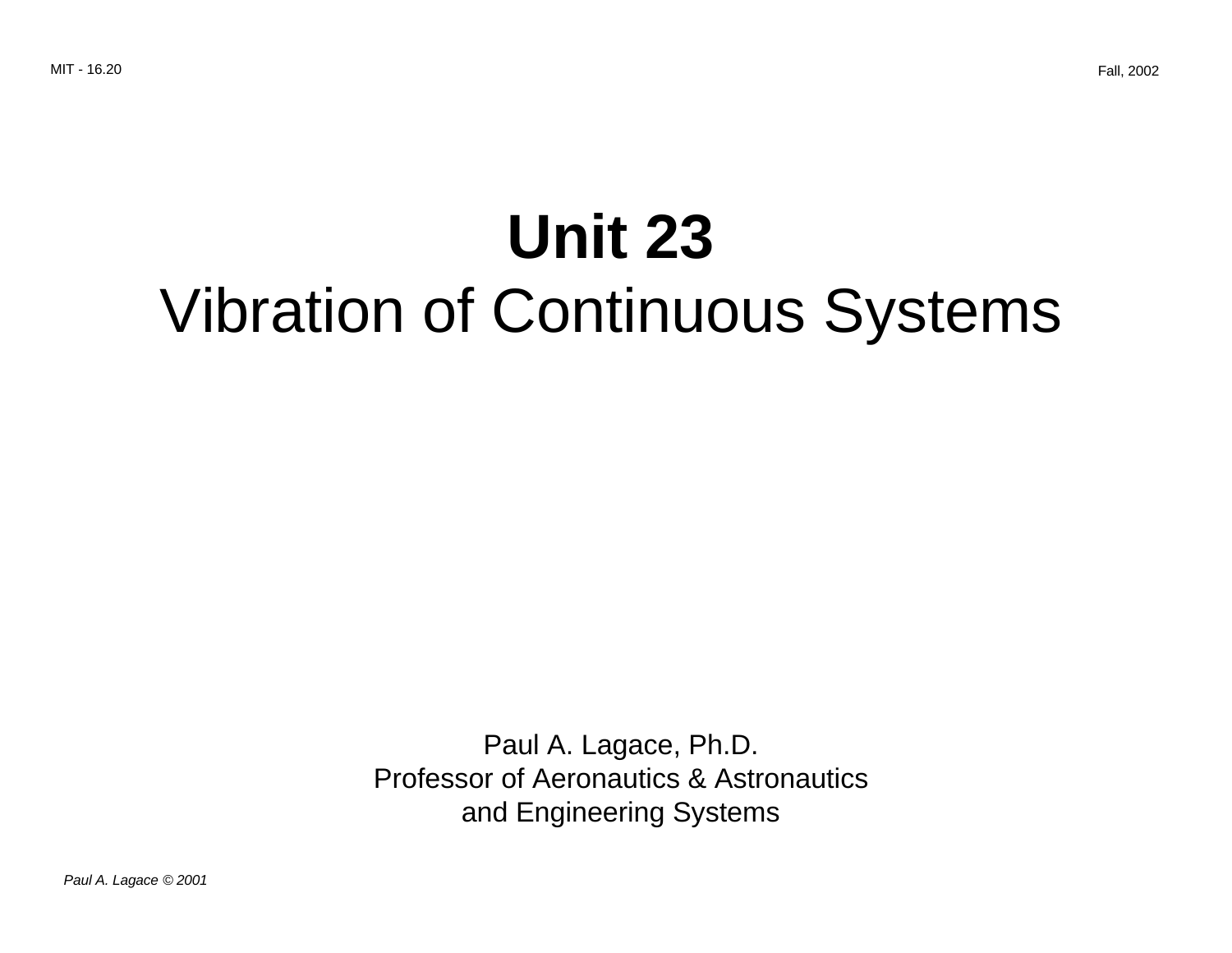# Unit 23

## Vibration of Continuous Systems

Paul A. Lagace, Ph.D.
Professor of Aeronautics & Astronautics
and Engineering Systems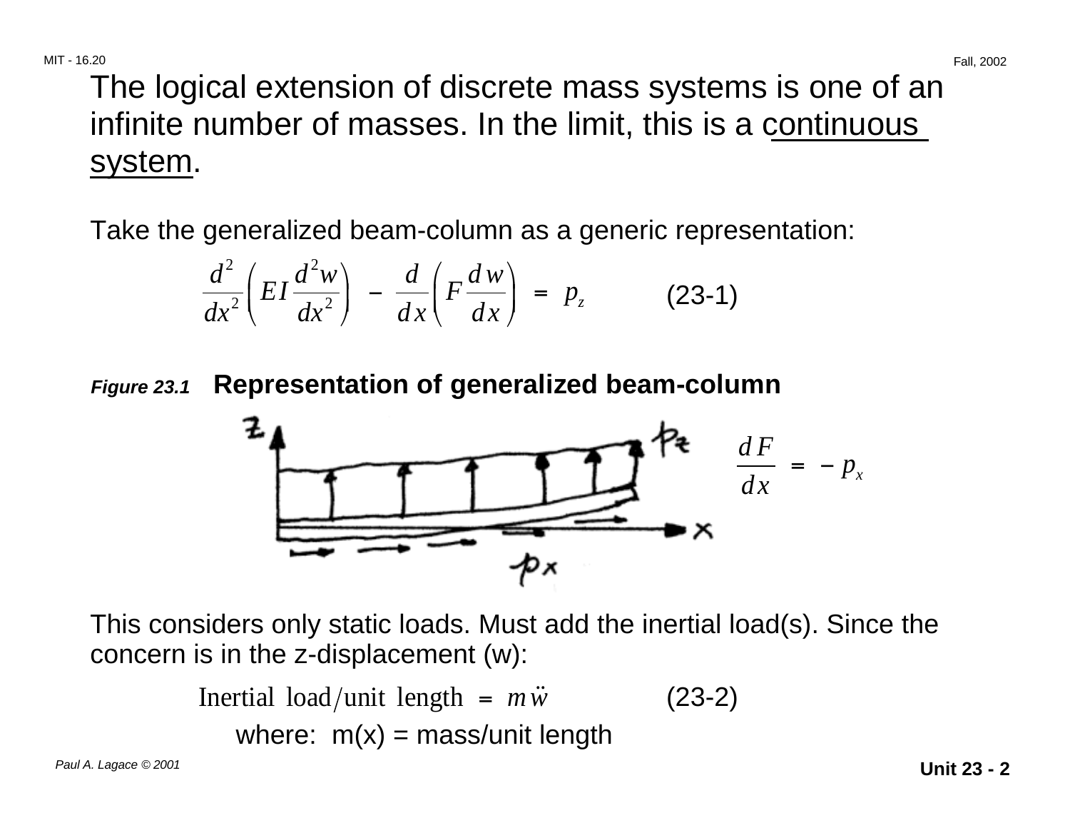The logical extension of discrete mass systems is one of an infinite number of masses. In the limit, this is a continuous system.

Take the generalized beam-column as a generic representation:

$$\frac{d^2}{dx^2}\left(EI\frac{d^2w}{dx^2}\right) - \frac{d}{dx}\left(F\frac{dw}{dx}\right) = p_z \qquad (23\text{-}1)$$

***Figure 23.1*** **Representation of generalized beam-column**

$$\frac{dF}{dx} = -p_x$$

This considers only static loads. Must add the inertial load(s). Since the concern is in the z-displacement (w):

$$\text{Inertial load/unit length} = m\ddot{w} \qquad (23\text{-}2)$$

where: m(x) = mass/unit length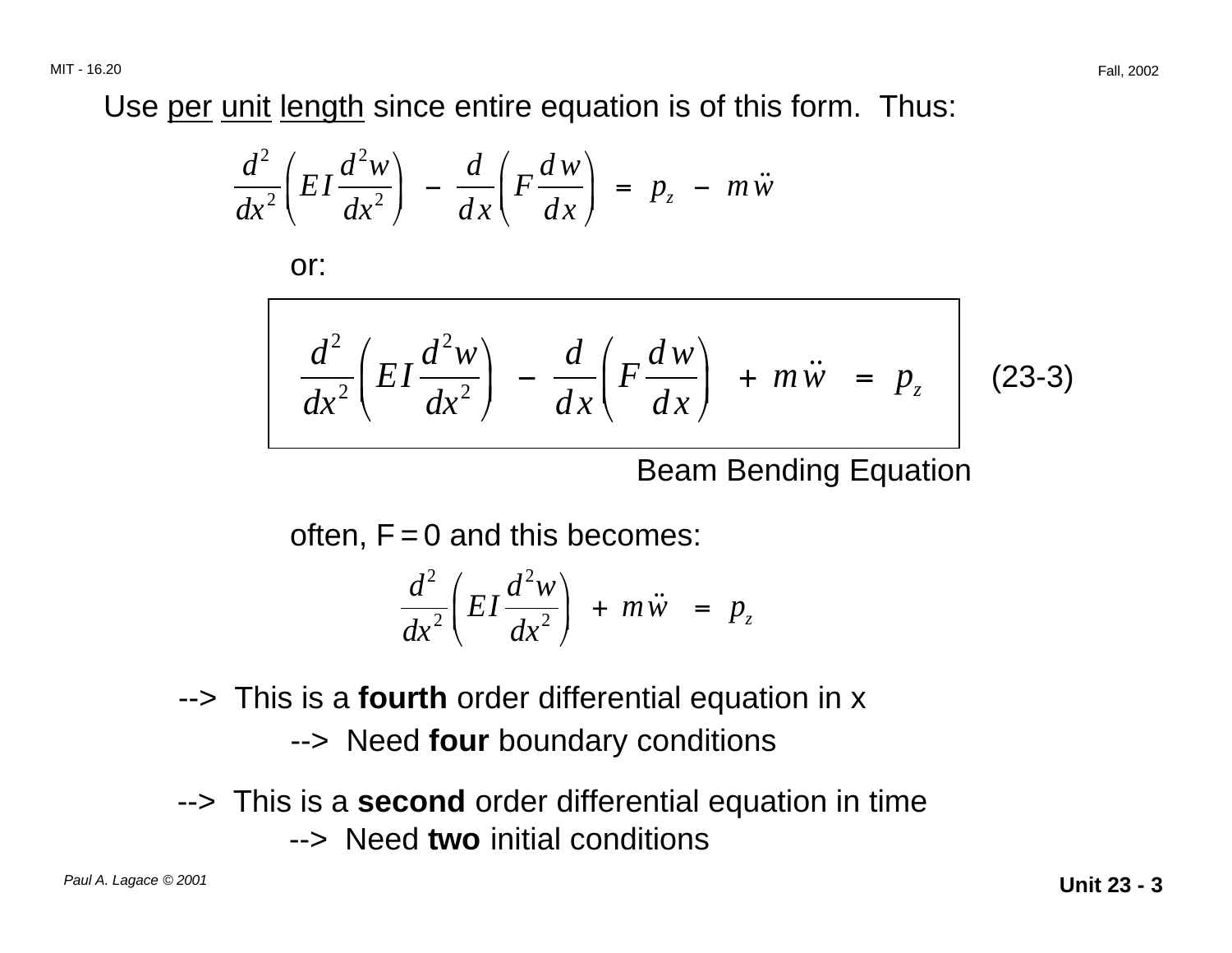Use <u>per</u> <u>unit</u> <u>length</u> since entire equation is of this form. Thus:

$$\frac{d^2}{dx^2}\left(EI\frac{d^2w}{dx^2}\right) - \frac{d}{dx}\left(F\frac{dw}{dx}\right) = p_z - m\ddot{w}$$

or:

$$\frac{d^2}{dx^2}\left(EI\frac{d^2w}{dx^2}\right) - \frac{d}{dx}\left(F\frac{dw}{dx}\right) + m\ddot{w} = p_z \qquad \text{(23-3)}$$

Beam Bending Equation

often, F = 0 and this becomes:

$$\frac{d^2}{dx^2}\left(EI\frac{d^2w}{dx^2}\right) + m\ddot{w} = p_z$$

--> This is a **fourth** order differential equation in x

--> Need **four** boundary conditions

--> This is a **second** order differential equation in time

--> Need **two** initial conditions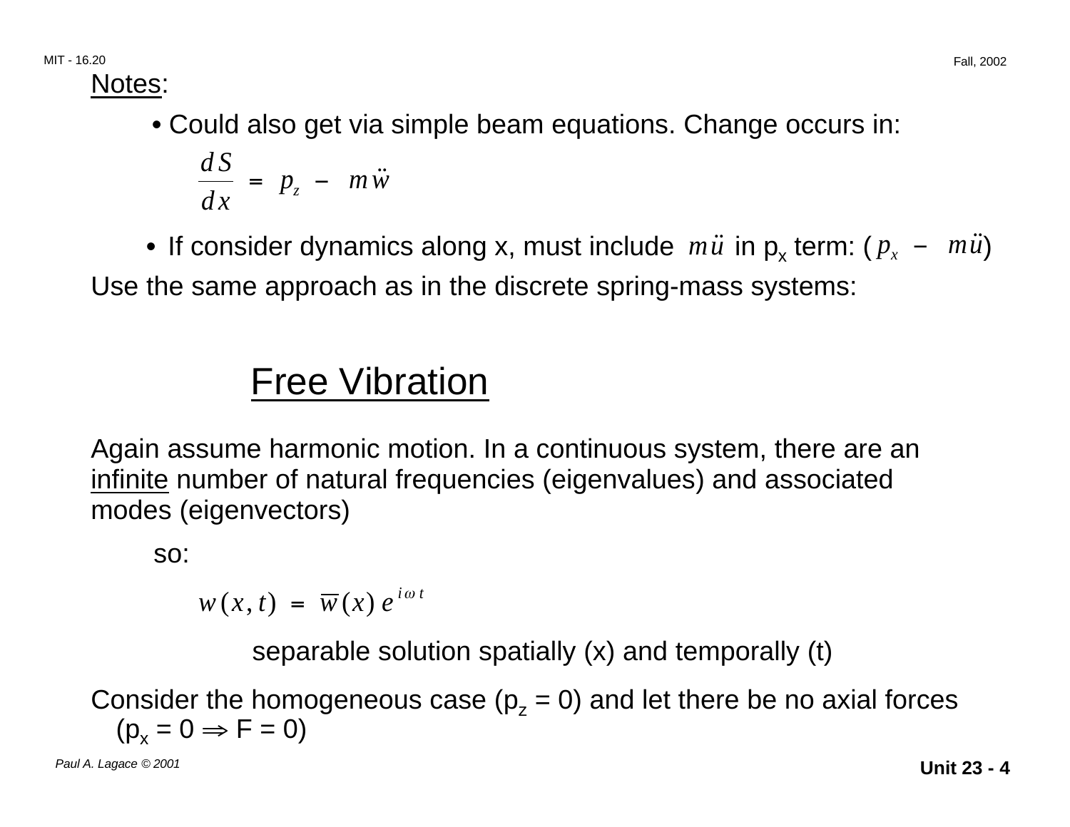Notes:

- Could also get via simple beam equations. Change occurs in:

$$\frac{dS}{dx} = p_z - m\ddot{w}$$

- If consider dynamics along x, must include $m\ddot{u}$ in $p_x$ term: $(p_x - m\ddot{u})$

Use the same approach as in the discrete spring-mass systems:

## Free Vibration

Again assume harmonic motion. In a continuous system, there are an infinite number of natural frequencies (eigenvalues) and associated modes (eigenvectors)

so:

$$w(x,t) = \overline{w}(x)\, e^{i\omega t}$$

separable solution spatially (x) and temporally (t)

Consider the homogeneous case ($p_z = 0$) and let there be no axial forces ($p_x = 0 \Rightarrow F = 0$)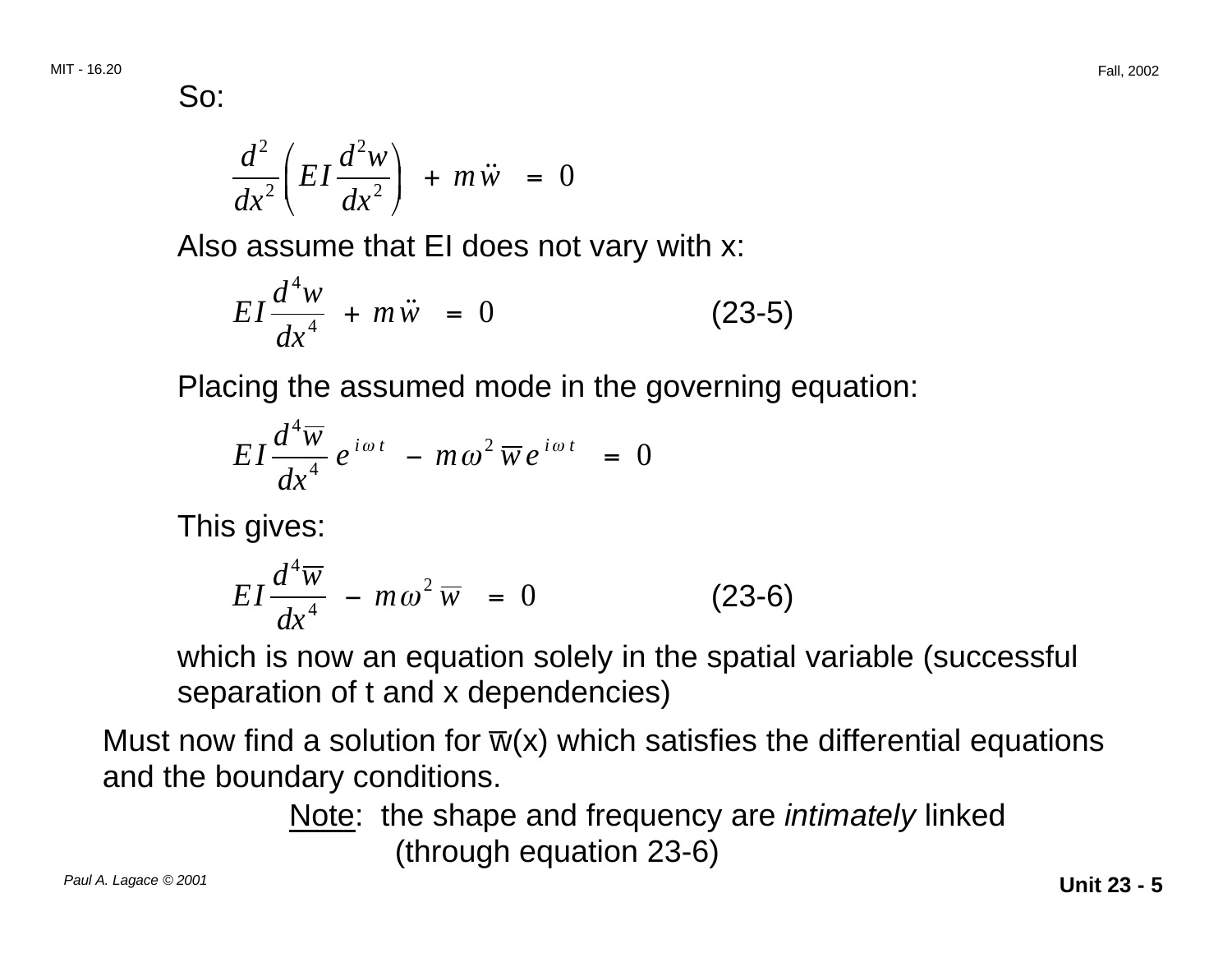So:

$$\frac{d^2}{dx^2}\left(EI\,\frac{d^2 w}{dx^2}\right) + m\ddot{w} = 0$$

Also assume that EI does not vary with x:

$$EI\,\frac{d^4 w}{dx^4} + m\ddot{w} = 0 \qquad \text{(23-5)}$$

Placing the assumed mode in the governing equation:

$$EI\,\frac{d^4 \overline{w}}{dx^4}\,e^{i\omega t} - m\omega^2\,\overline{w}\,e^{i\omega t} = 0$$

This gives:

$$EI\,\frac{d^4 \overline{w}}{dx^4} - m\omega^2\,\overline{w} = 0 \qquad \text{(23-6)}$$

which is now an equation solely in the spatial variable (successful separation of t and x dependencies)

Must now find a solution for $\overline{w}(x)$ which satisfies the differential equations and the boundary conditions.

Note: the shape and frequency are *intimately* linked (through equation 23-6)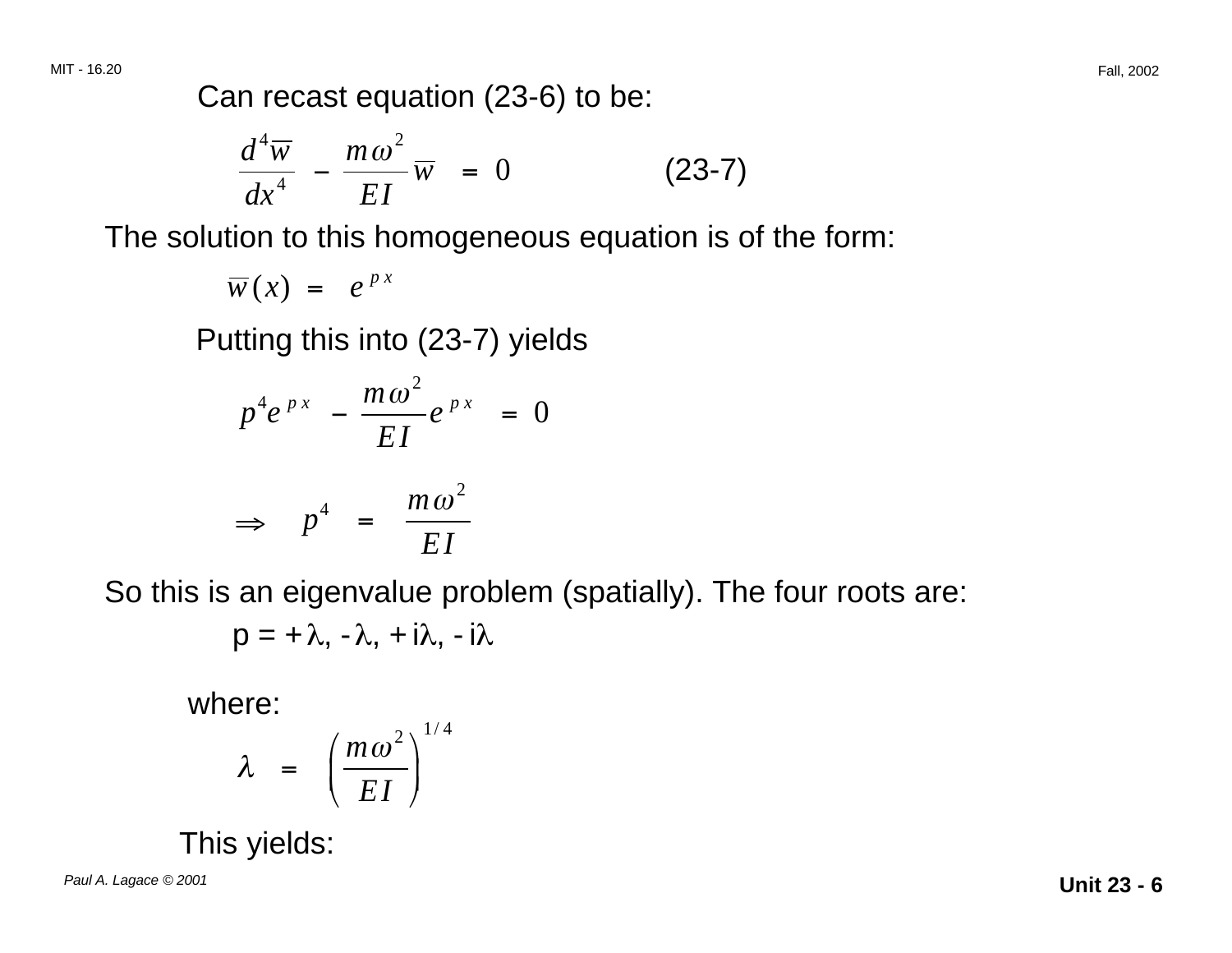Can recast equation (23-6) to be:

$$\frac{d^4 \overline{w}}{dx^4} - \frac{m\omega^2}{EI}\overline{w} = 0 \qquad (23\text{-}7)$$

The solution to this homogeneous equation is of the form:

$$\overline{w}(x) = e^{px}$$

Putting this into (23-7) yields

$$p^4 e^{px} - \frac{m\omega^2}{EI} e^{px} = 0$$

$$\Rightarrow \quad p^4 = \frac{m\omega^2}{EI}$$

So this is an eigenvalue problem (spatially). The four roots are:

$$p = +\lambda, -\lambda, +i\lambda, -i\lambda$$

where:

$$\lambda = \left(\frac{m\omega^2}{EI}\right)^{1/4}$$

This yields: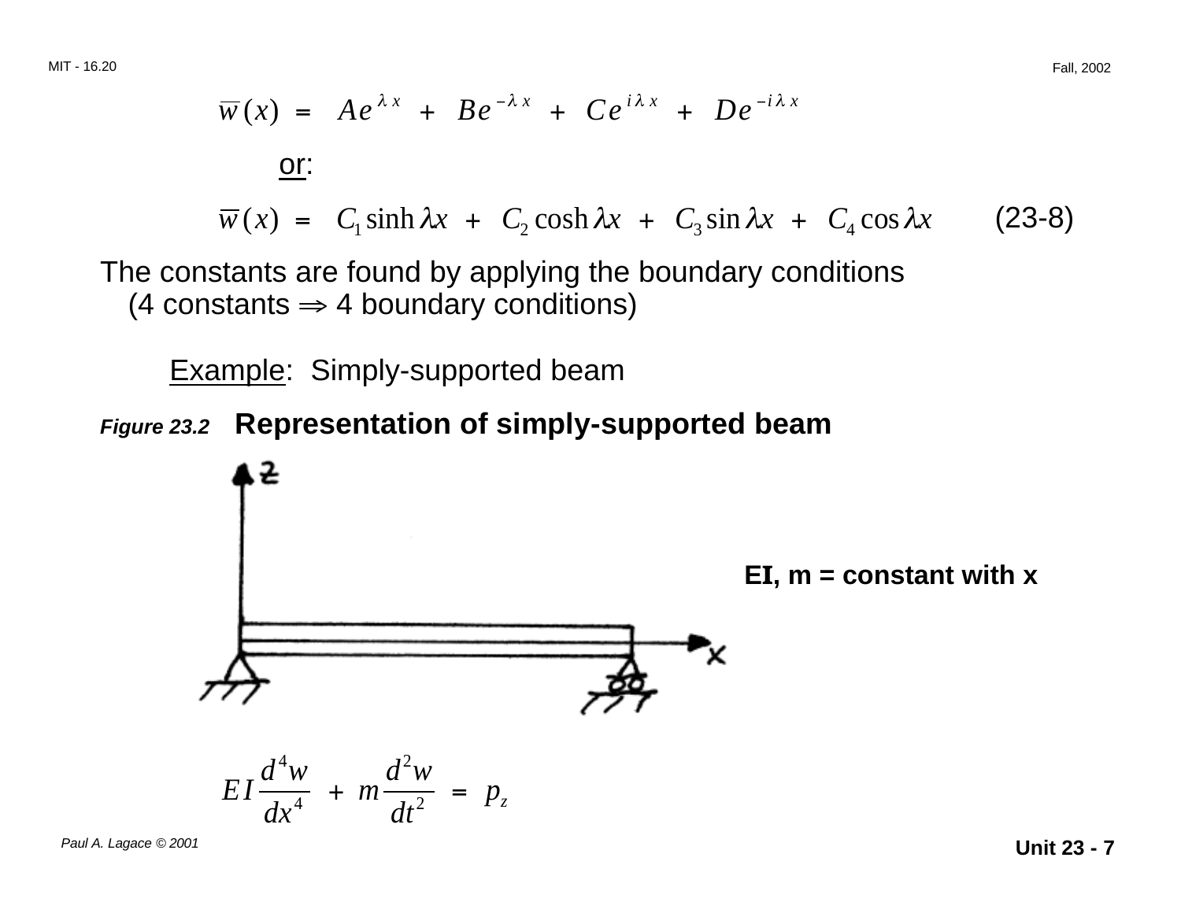$$\overline{w}(x) = Ae^{\lambda x} + Be^{-\lambda x} + Ce^{i\lambda x} + De^{-i\lambda x}$$

or:

$$\overline{w}(x) = C_1 \sinh \lambda x + C_2 \cosh \lambda x + C_3 \sin \lambda x + C_4 \cos \lambda x \qquad (23\text{-}8)$$

The constants are found by applying the boundary conditions (4 constants $\Rightarrow$ 4 boundary conditions)

Example: Simply-supported beam

***Figure 23.2*** **Representation of simply-supported beam**

**EI, m = constant with x**

$$EI \frac{d^4 w}{dx^4} + m \frac{d^2 w}{dt^2} = p_z$$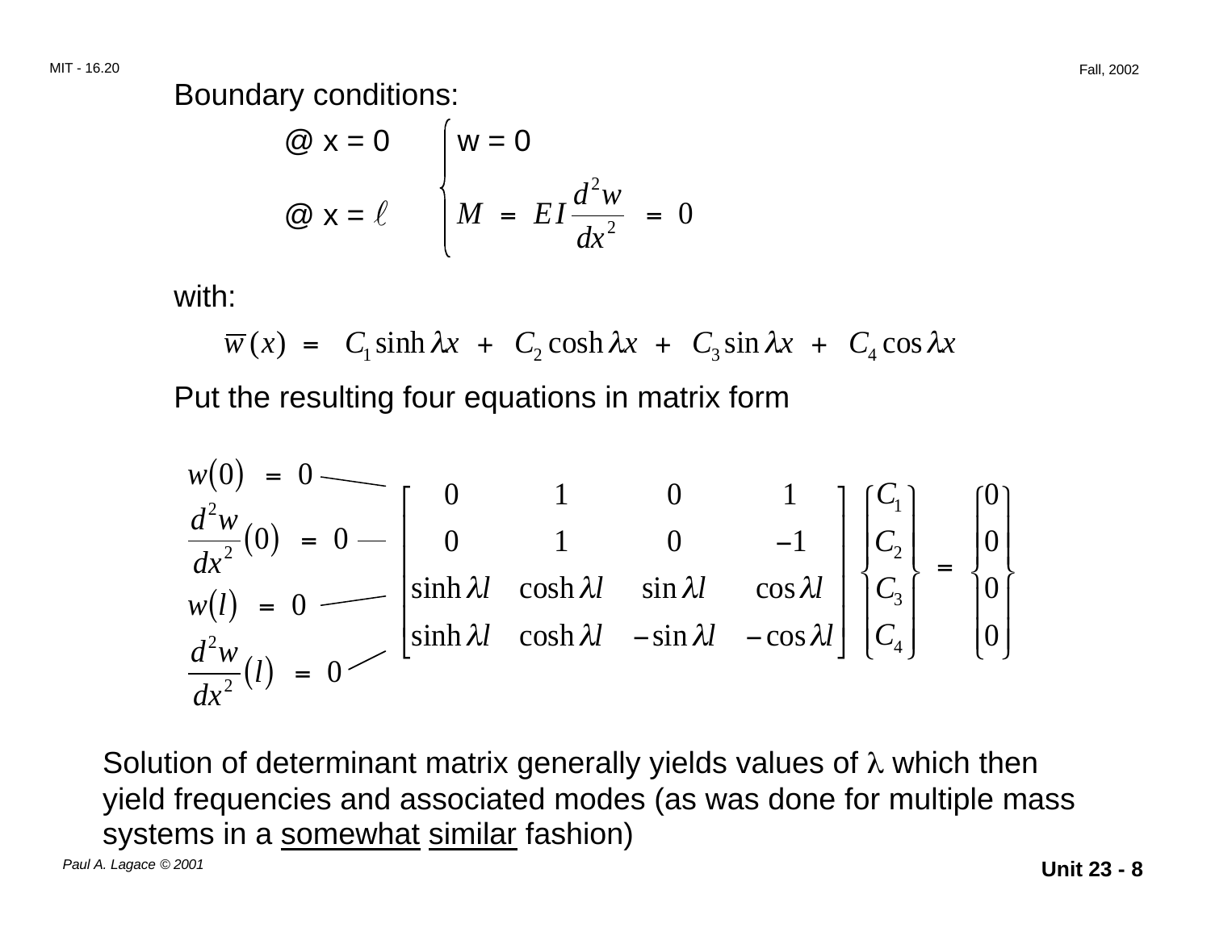Boundary conditions:

@ x = 0 and @ x = $\ell$: 
$$\begin{cases} w = 0 \\ M = EI \dfrac{d^2 w}{dx^2} = 0 \end{cases}$$

with:

$$\overline{w}(x) = C_1 \sinh \lambda x + C_2 \cosh \lambda x + C_3 \sin \lambda x + C_4 \cos \lambda x$$

Put the resulting four equations in matrix form

$w(0) = 0$

$\dfrac{d^2 w}{dx^2}(0) = 0$

$w(l) = 0$

$\dfrac{d^2 w}{dx^2}(l) = 0$

$$\begin{bmatrix} 0 & 1 & 0 & 1 \\ 0 & 1 & 0 & -1 \\ \sinh \lambda l & \cosh \lambda l & \sin \lambda l & \cos \lambda l \\ \sinh \lambda l & \cosh \lambda l & -\sin \lambda l & -\cos \lambda l \end{bmatrix} \begin{Bmatrix} C_1 \\ C_2 \\ C_3 \\ C_4 \end{Bmatrix} = \begin{Bmatrix} 0 \\ 0 \\ 0 \\ 0 \end{Bmatrix}$$

Solution of determinant matrix generally yields values of $\lambda$ which then yield frequencies and associated modes (as was done for multiple mass systems in a somewhat similar fashion)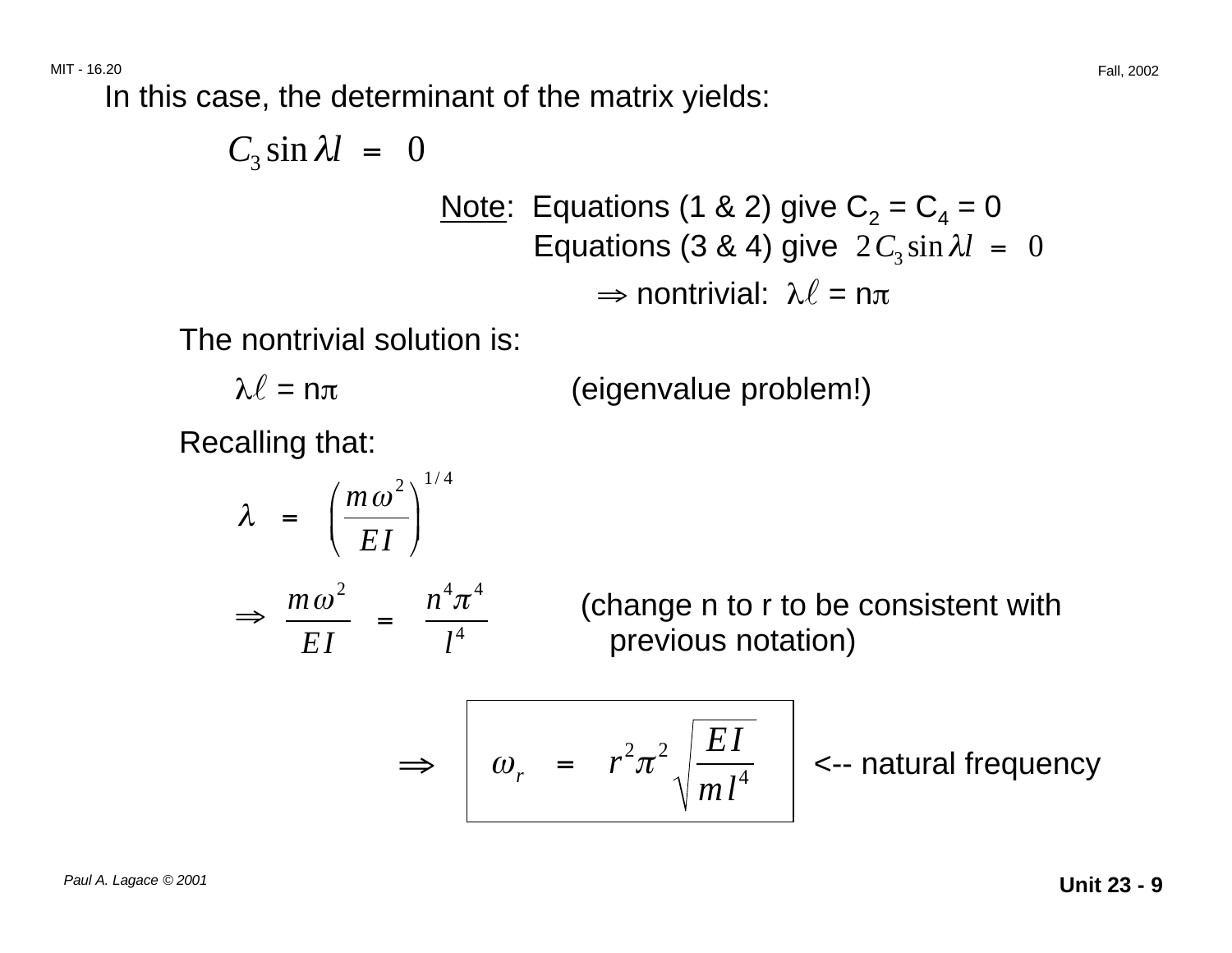In this case, the determinant of the matrix yields:

$$C_3 \sin \lambda l = 0$$

Note: Equations (1 & 2) give $C_2 = C_4 = 0$
Equations (3 & 4) give $2 C_3 \sin \lambda l = 0$
$\Rightarrow$ nontrivial: $\lambda \ell = n\pi$

The nontrivial solution is:

$\lambda \ell = n\pi$ (eigenvalue problem!)

Recalling that:

$$\lambda = \left( \frac{m \omega^2}{EI} \right)^{1/4}$$

$$\Rightarrow \frac{m \omega^2}{EI} = \frac{n^4 \pi^4}{l^4}$$

(change n to r to be consistent with previous notation)

$$\Rightarrow \boxed{\omega_r = r^2 \pi^2 \sqrt{\frac{EI}{m l^4}}}$$

<-- natural frequency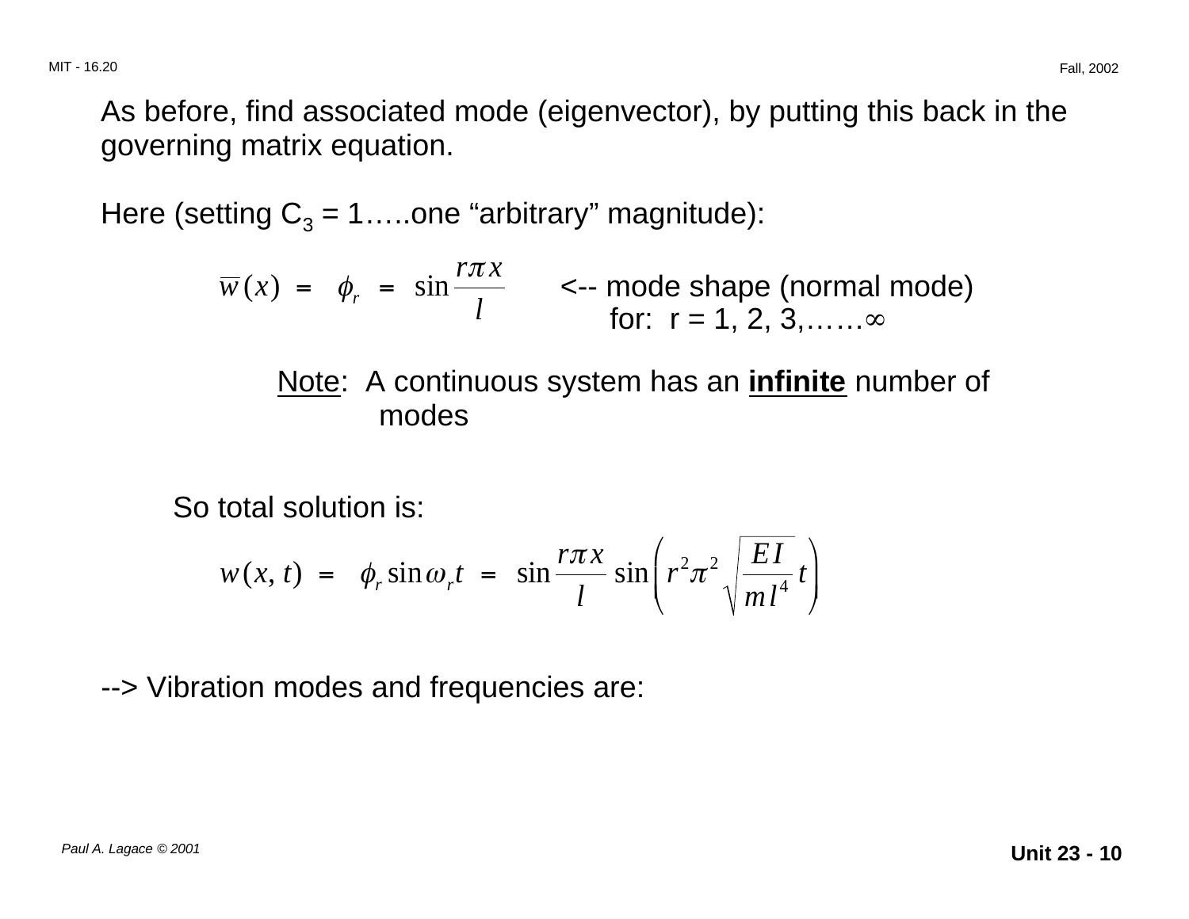As before, find associated mode (eigenvector), by putting this back in the governing matrix equation.

Here (setting $C_3$ = 1…..one "arbitrary" magnitude):

$$\bar{w}(x) = \phi_r = \sin\frac{r\pi x}{l}$$

<-- mode shape (normal mode) for: r = 1, 2, 3,……$\infty$

<u>Note</u>: A continuous system has an **<u>infinite</u>** number of modes

So total solution is:

$$w(x, t) = \phi_r \sin\omega_r t = \sin\frac{r\pi x}{l}\sin\left(r^2\pi^2\sqrt{\frac{EI}{ml^4}}\,t\right)$$

--> Vibration modes and frequencies are: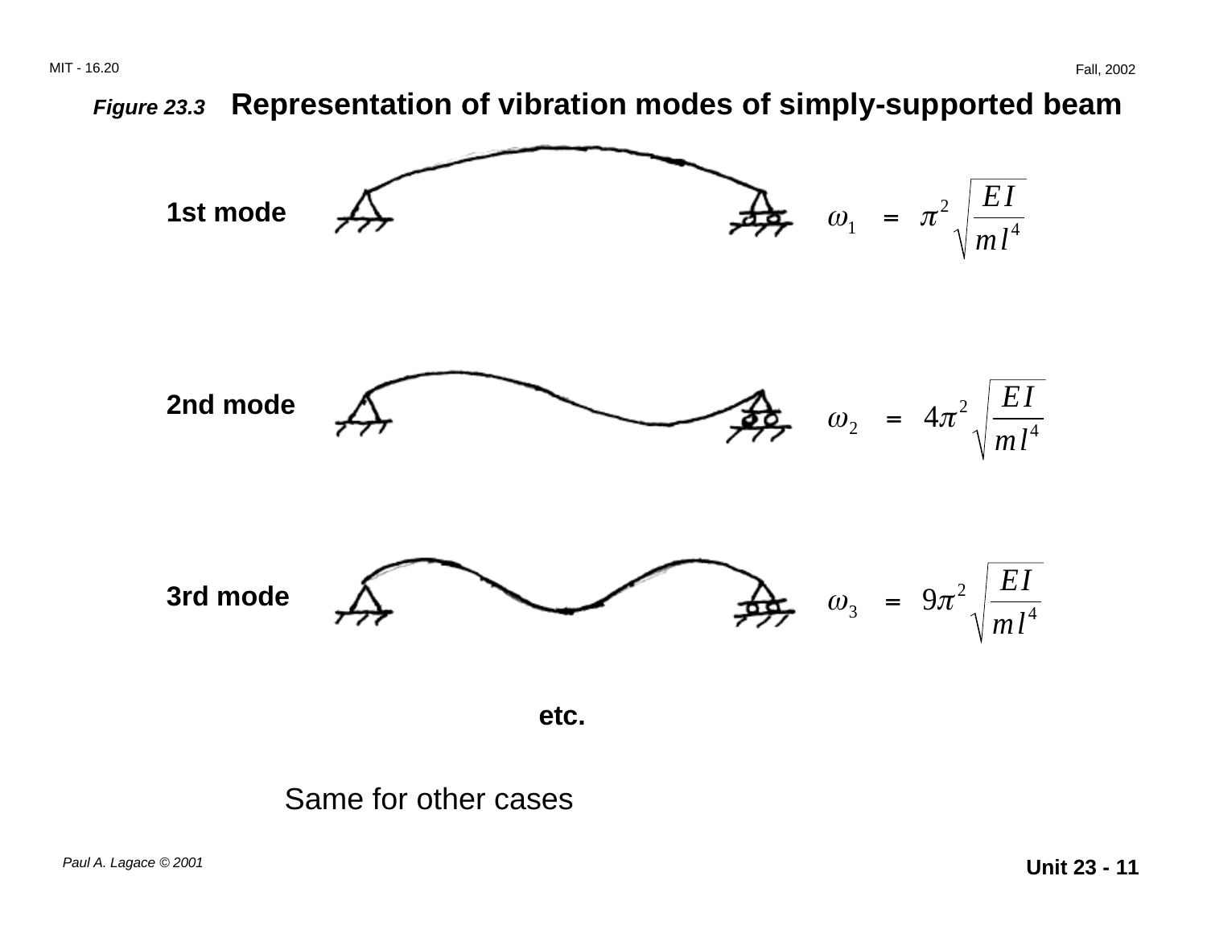*Figure 23.3* **Representation of vibration modes of simply-supported beam**

**1st mode** $\omega_1 = \pi^2 \sqrt{\frac{EI}{ml^4}}$

**2nd mode** $\omega_2 = 4\pi^2 \sqrt{\frac{EI}{ml^4}}$

**3rd mode** $\omega_3 = 9\pi^2 \sqrt{\frac{EI}{ml^4}}$

**etc.**

Same for other cases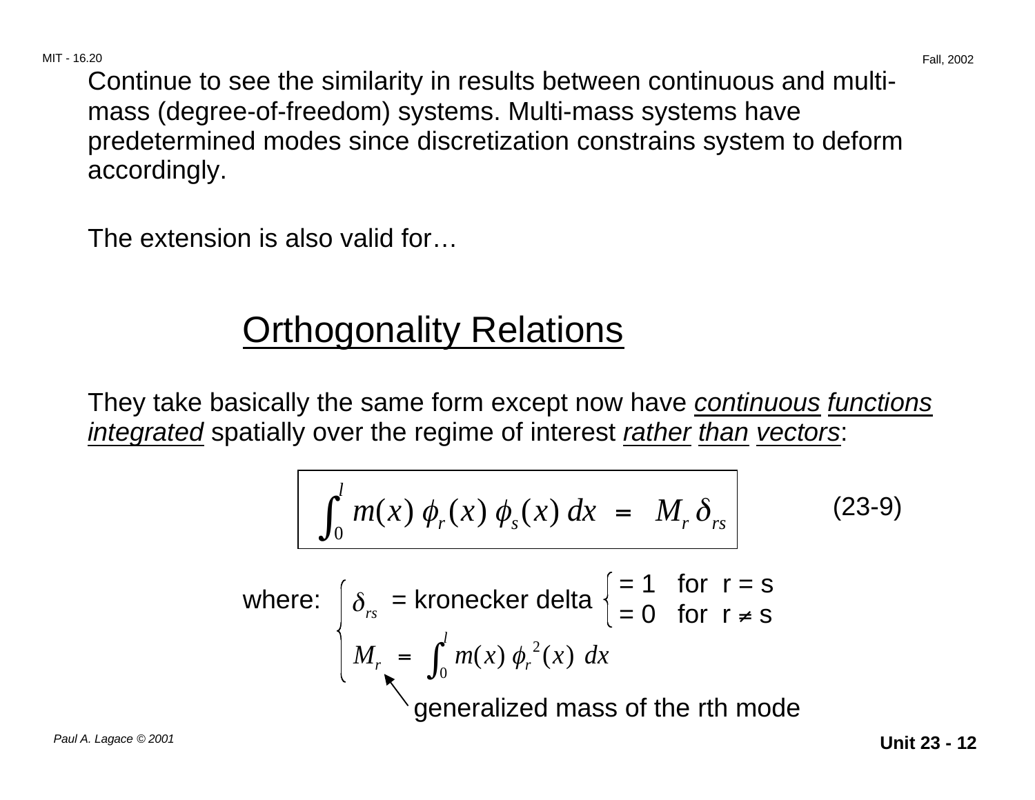Continue to see the similarity in results between continuous and multi-mass (degree-of-freedom) systems. Multi-mass systems have predetermined modes since discretization constrains system to deform accordingly.

The extension is also valid for…

## Orthogonality Relations

They take basically the same form except now have *continuous functions integrated* spatially over the regime of interest *rather than vectors*:

$$\int_0^l m(x)\, \phi_r(x)\, \phi_s(x)\, dx = M_r\, \delta_{rs} \qquad \text{(23-9)}$$

where:

$\delta_{rs}$ = kronecker delta $\begin{cases} = 1 & \text{for } r = s \\ = 0 & \text{for } r \neq s \end{cases}$

$M_r = \int_0^l m(x)\, \phi_r^{\,2}(x)\, dx$

$M_r$: generalized mass of the rth mode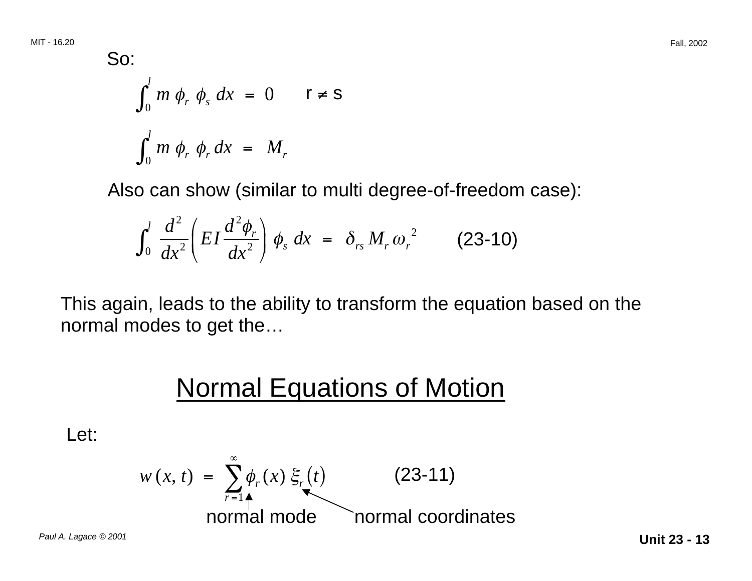So:

$$\int_0^l m \, \phi_r \, \phi_s \, dx = 0 \qquad r \neq s$$

$$\int_0^l m \, \phi_r \, \phi_r \, dx = M_r$$

Also can show (similar to multi degree-of-freedom case):

$$\int_0^l \frac{d^2}{dx^2}\left( EI \frac{d^2 \phi_r}{dx^2} \right) \phi_s \, dx = \delta_{rs} \, M_r \, \omega_r^{\,2} \qquad \text{(23-10)}$$

This again, leads to the ability to transform the equation based on the normal modes to get the…

## Normal Equations of Motion

Let:

$$w(x, t) = \sum_{r=1}^{\infty} \phi_r(x) \, \xi_r(t) \qquad \text{(23-11)}$$

$\phi_r(x)$: normal mode; $\xi_r(t)$: normal coordinates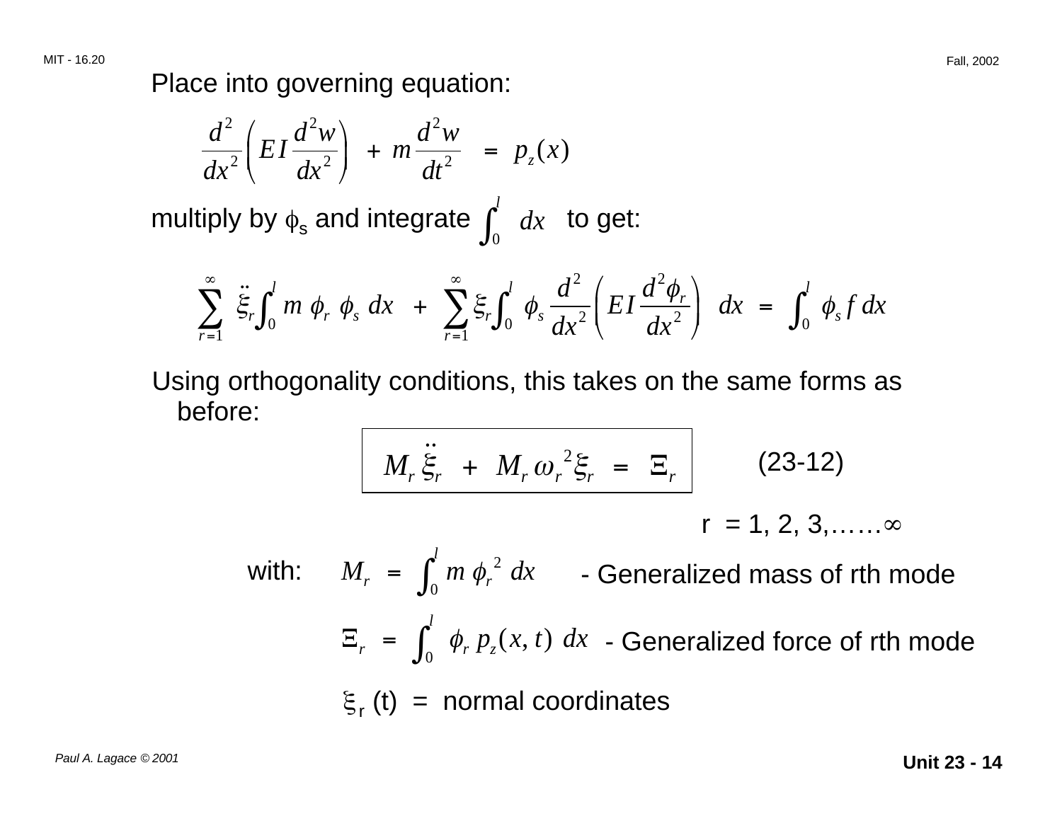Place into governing equation:

$$\frac{d^2}{dx^2}\left(EI\,\frac{d^2 w}{dx^2}\right) \;+\; m\,\frac{d^2 w}{dt^2} \;=\; p_z(x)$$

multiply by $\phi_s$ and integrate $\int_0^l \; dx$ to get:

$$\sum_{r=1}^{\infty} \ddot{\xi}_r \int_0^l m\,\phi_r\,\phi_s\,dx \;+\; \sum_{r=1}^{\infty} \xi_r \int_0^l \phi_s\,\frac{d^2}{dx^2}\left(EI\,\frac{d^2\phi_r}{dx^2}\right) dx \;=\; \int_0^l \phi_s\,f\,dx$$

Using orthogonality conditions, this takes on the same forms as before:

$$\boxed{M_r\,\ddot{\xi}_r \;+\; M_r\,\omega_r^{\,2}\xi_r \;=\; \Xi_r} \qquad \text{(23-12)}$$

$$r = 1, 2, 3, \ldots\ldots \infty$$

with:

$M_r \;=\; \int_0^l m\,\phi_r^{\,2}\,dx$ - Generalized mass of rth mode

$\Xi_r \;=\; \int_0^l \phi_r\,p_z(x, t)\,dx$ - Generalized force of rth mode

$\xi_r(t)$ = normal coordinates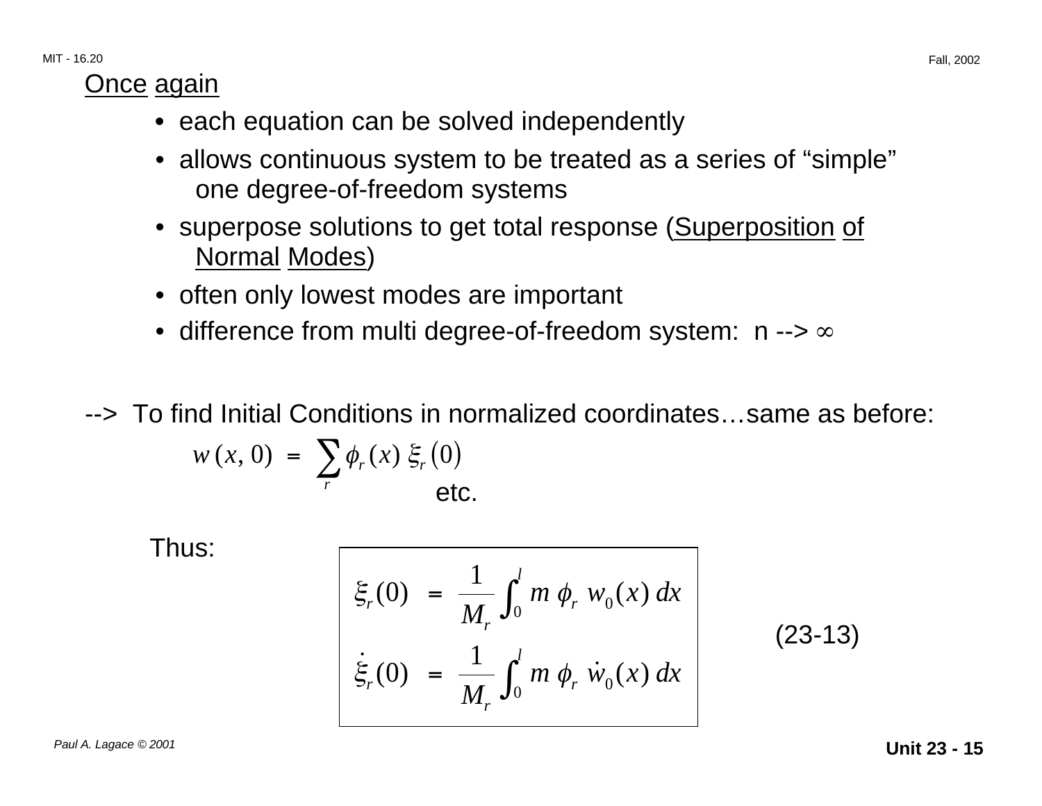Once again

- each equation can be solved independently
- allows continuous system to be treated as a series of "simple" one degree-of-freedom systems
- superpose solutions to get total response (Superposition of Normal Modes)
- often only lowest modes are important
- difference from multi degree-of-freedom system: n --> ∞

--> To find Initial Conditions in normalized coordinates…same as before:

$$w(x, 0) = \sum_r \phi_r(x)\, \xi_r(0)$$

etc.

Thus:

$$\xi_r(0) = \frac{1}{M_r} \int_0^l m\, \phi_r\, w_0(x)\, dx$$

$$\dot{\xi}_r(0) = \frac{1}{M_r} \int_0^l m\, \phi_r\, \dot{w}_0(x)\, dx \qquad (23\text{-}13)$$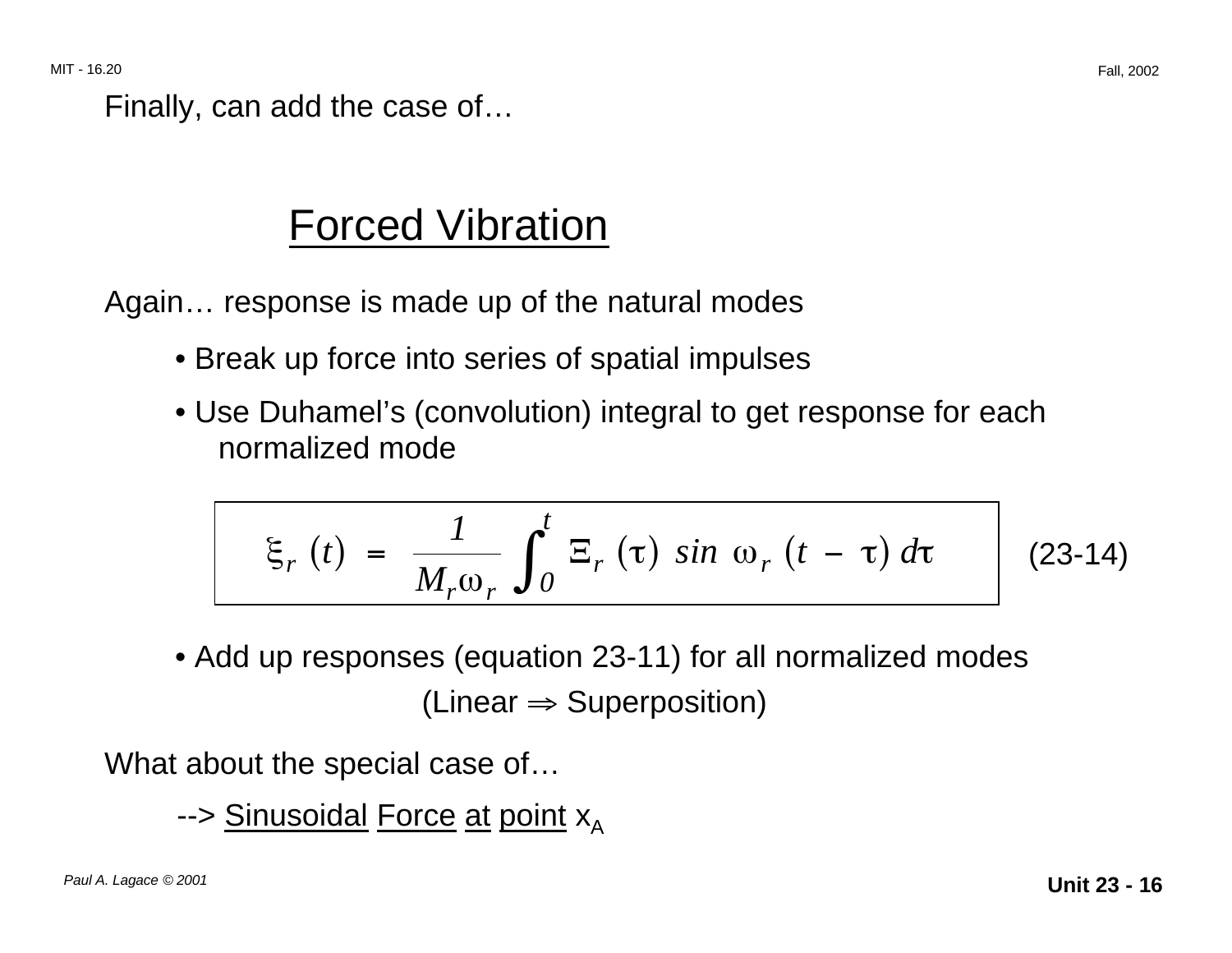Finally, can add the case of…

## Forced Vibration

Again… response is made up of the natural modes

- Break up force into series of spatial impulses
- Use Duhamel's (convolution) integral to get response for each normalized mode

$$\xi_r(t) = \frac{1}{M_r \omega_r} \int_0^t \Xi_r(\tau) \sin \omega_r (t - \tau)\, d\tau \qquad (23\text{-}14)$$

- Add up responses (equation 23-11) for all normalized modes

(Linear $\Rightarrow$ Superposition)

What about the special case of…

--> Sinusoidal Force at point $x_A$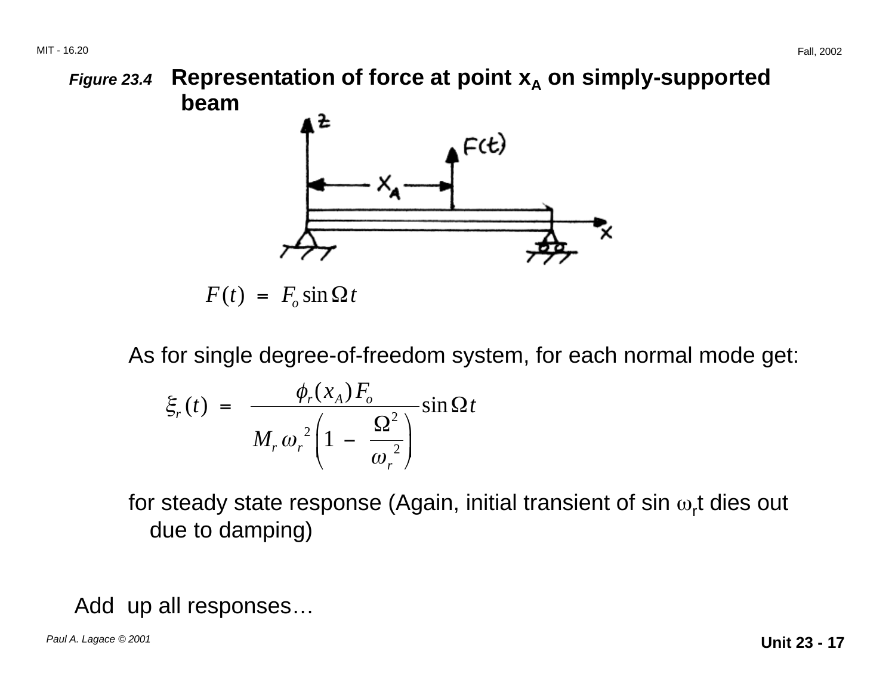*Figure 23.4* **Representation of force at point $x_A$ on simply-supported beam**

$$F(t) = F_o \sin \Omega t$$

As for single degree-of-freedom system, for each normal mode get:

$$\xi_r(t) = \frac{\phi_r(x_A) F_o}{M_r \omega_r^2 \left(1 - \frac{\Omega^2}{\omega_r^2}\right)} \sin \Omega t$$

for steady state response (Again, initial transient of sin $\omega_r$t dies out due to damping)

Add up all responses…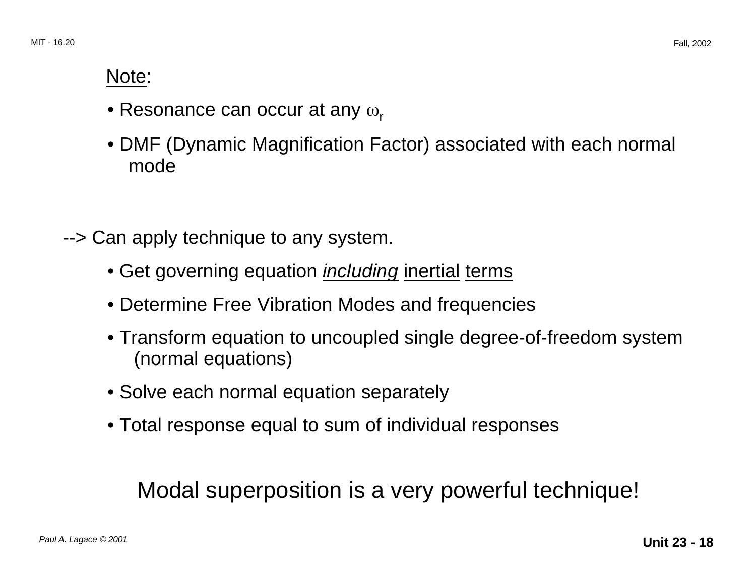Note:

- Resonance can occur at any $\omega_r$
- DMF (Dynamic Magnification Factor) associated with each normal mode

--> Can apply technique to any system.

- Get governing equation *including* inertial terms
- Determine Free Vibration Modes and frequencies
- Transform equation to uncoupled single degree-of-freedom system (normal equations)
- Solve each normal equation separately
- Total response equal to sum of individual responses

Modal superposition is a very powerful technique!